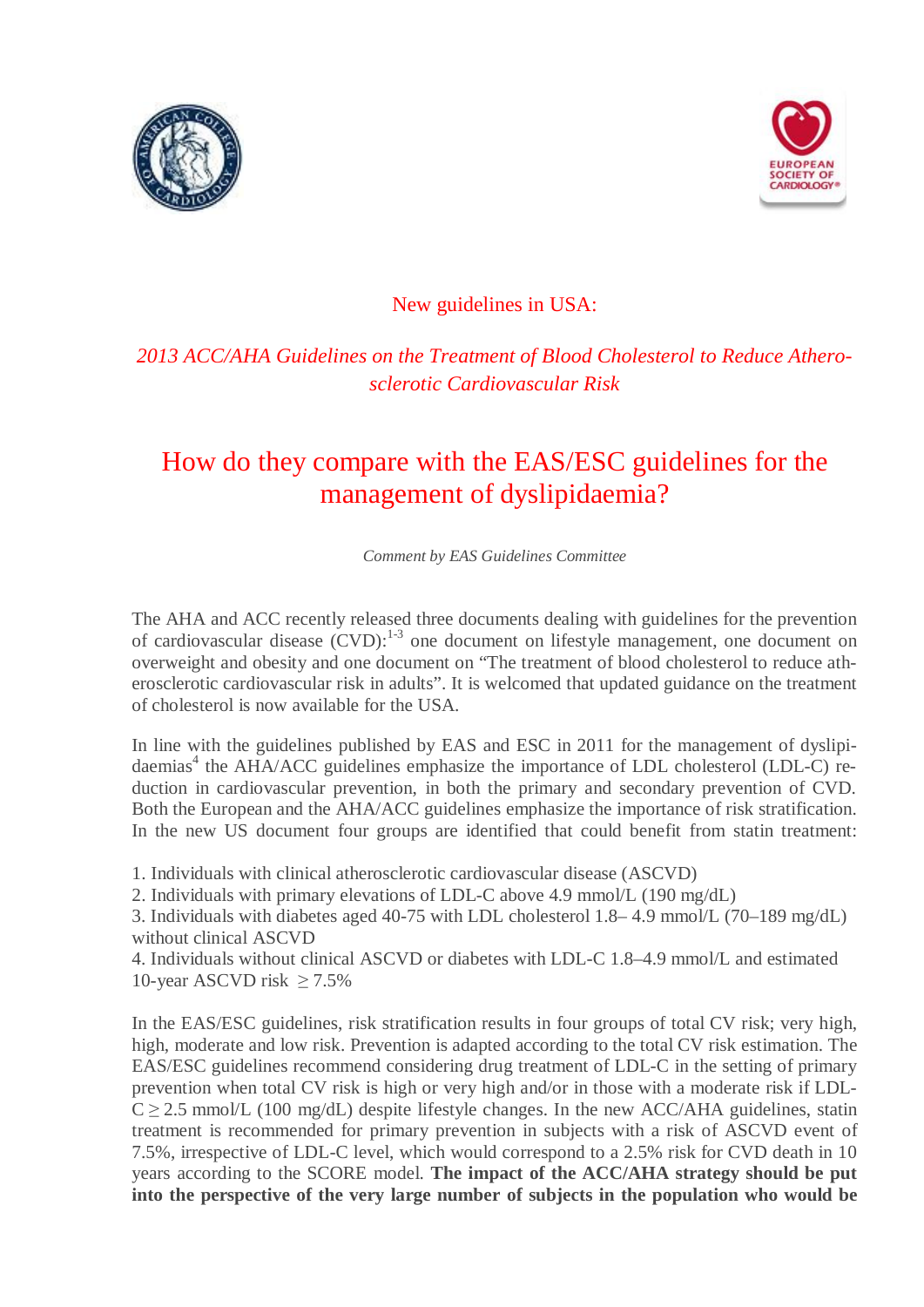New guidelines in USA:

*2013 ACC/AHA Guidelines on the Treatment of Blood Cholesterol to Reduce Atherosclerotic Cardiovascular Risk*

# How do they compare with the EAS/ESC guidelines for the management of dyslipidaemia?

*Comment by EAS Guidelines Committee*

The AHA and ACC recently released three documents dealing with guidelines for the prevention of cardiovascular disease (CVD):[1-3] one document on lifestyle management, one document on overweight and obesity and one document on "The treatment of blood cholesterol to reduce atherosclerotic cardiovascular risk in adults". It is welcomed that updated guidance on the treatment of cholesterol is now available for the USA.

In line with the guidelines published by EAS and ESC in 2011 for the management of dyslipidaemias[4] the AHA/ACC guidelines emphasize the importance of LDL cholesterol (LDL-C) reduction in cardiovascular prevention, in both the primary and secondary prevention of CVD. Both the European and the AHA/ACC guidelines emphasize the importance of risk stratification. In the new US document four groups are identified that could benefit from statin treatment:

1. Individuals with clinical atherosclerotic cardiovascular disease (ASCVD)
2. Individuals with primary elevations of LDL-C above 4.9 mmol/L (190 mg/dL)
3. Individuals with diabetes aged 40-75 with LDL cholesterol 1.8– 4.9 mmol/L (70–189 mg/dL) without clinical ASCVD
4. Individuals without clinical ASCVD or diabetes with LDL-C 1.8–4.9 mmol/L and estimated 10-year ASCVD risk $\geq$ 7.5%

In the EAS/ESC guidelines, risk stratification results in four groups of total CV risk; very high, high, moderate and low risk. Prevention is adapted according to the total CV risk estimation. The EAS/ESC guidelines recommend considering drug treatment of LDL-C in the setting of primary prevention when total CV risk is high or very high and/or in those with a moderate risk if LDL-C $\geq$ 2.5 mmol/L (100 mg/dL) despite lifestyle changes. In the new ACC/AHA guidelines, statin treatment is recommended for primary prevention in subjects with a risk of ASCVD event of 7.5%, irrespective of LDL-C level, which would correspond to a 2.5% risk for CVD death in 10 years according to the SCORE model. **The impact of the ACC/AHA strategy should be put into the perspective of the very large number of subjects in the population who would be**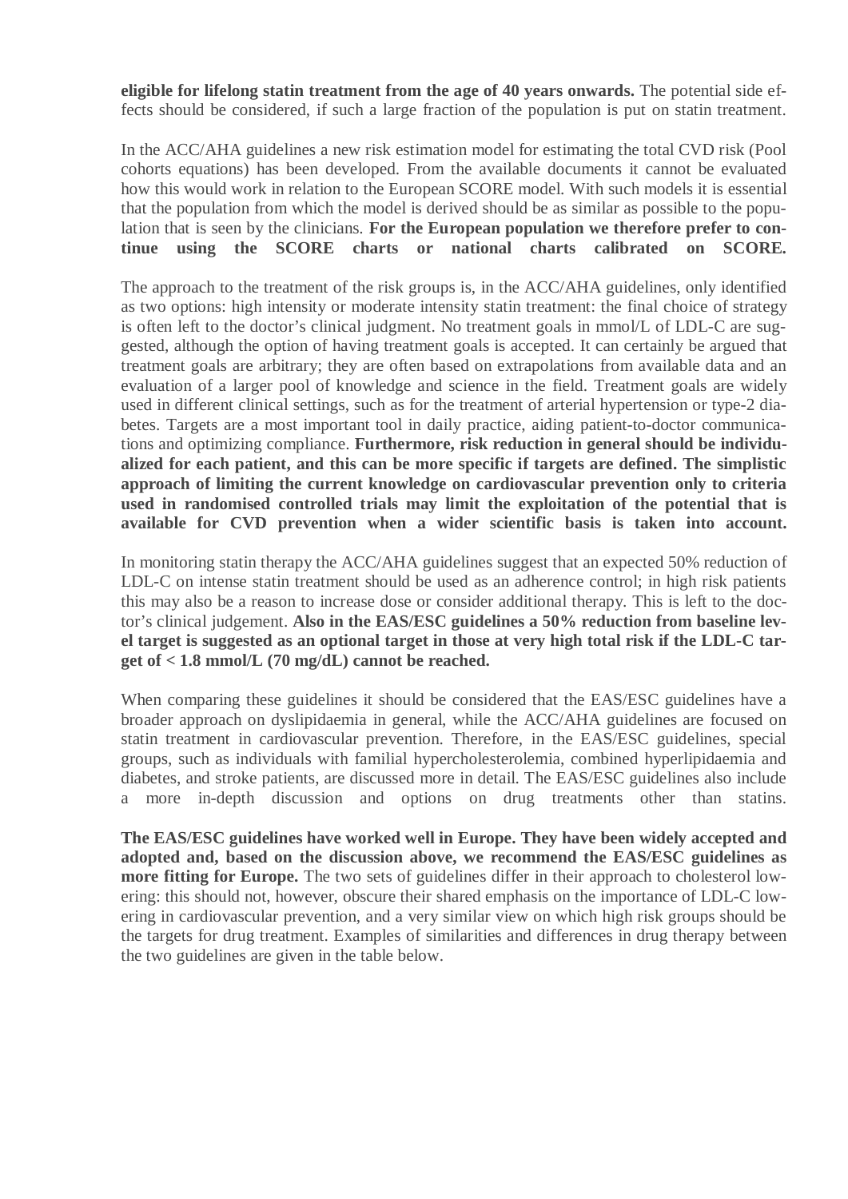**eligible for lifelong statin treatment from the age of 40 years onwards.** The potential side effects should be considered, if such a large fraction of the population is put on statin treatment.

In the ACC/AHA guidelines a new risk estimation model for estimating the total CVD risk (Pool cohorts equations) has been developed. From the available documents it cannot be evaluated how this would work in relation to the European SCORE model. With such models it is essential that the population from which the model is derived should be as similar as possible to the population that is seen by the clinicians. **For the European population we therefore prefer to continue using the SCORE charts or national charts calibrated on SCORE.**

The approach to the treatment of the risk groups is, in the ACC/AHA guidelines, only identified as two options: high intensity or moderate intensity statin treatment: the final choice of strategy is often left to the doctor's clinical judgment. No treatment goals in mmol/L of LDL-C are suggested, although the option of having treatment goals is accepted. It can certainly be argued that treatment goals are arbitrary; they are often based on extrapolations from available data and an evaluation of a larger pool of knowledge and science in the field. Treatment goals are widely used in different clinical settings, such as for the treatment of arterial hypertension or type-2 diabetes. Targets are a most important tool in daily practice, aiding patient-to-doctor communications and optimizing compliance. **Furthermore, risk reduction in general should be individualized for each patient, and this can be more specific if targets are defined. The simplistic approach of limiting the current knowledge on cardiovascular prevention only to criteria used in randomised controlled trials may limit the exploitation of the potential that is available for CVD prevention when a wider scientific basis is taken into account.**

In monitoring statin therapy the ACC/AHA guidelines suggest that an expected 50% reduction of LDL-C on intense statin treatment should be used as an adherence control; in high risk patients this may also be a reason to increase dose or consider additional therapy. This is left to the doctor's clinical judgement. **Also in the EAS/ESC guidelines a 50% reduction from baseline level target is suggested as an optional target in those at very high total risk if the LDL-C target of < 1.8 mmol/L (70 mg/dL) cannot be reached.**

When comparing these guidelines it should be considered that the EAS/ESC guidelines have a broader approach on dyslipidaemia in general, while the ACC/AHA guidelines are focused on statin treatment in cardiovascular prevention. Therefore, in the EAS/ESC guidelines, special groups, such as individuals with familial hypercholesterolemia, combined hyperlipidaemia and diabetes, and stroke patients, are discussed more in detail. The EAS/ESC guidelines also include a more in-depth discussion and options on drug treatments other than statins.

**The EAS/ESC guidelines have worked well in Europe. They have been widely accepted and adopted and, based on the discussion above, we recommend the EAS/ESC guidelines as more fitting for Europe.** The two sets of guidelines differ in their approach to cholesterol lowering: this should not, however, obscure their shared emphasis on the importance of LDL-C lowering in cardiovascular prevention, and a very similar view on which high risk groups should be the targets for drug treatment. Examples of similarities and differences in drug therapy between the two guidelines are given in the table below.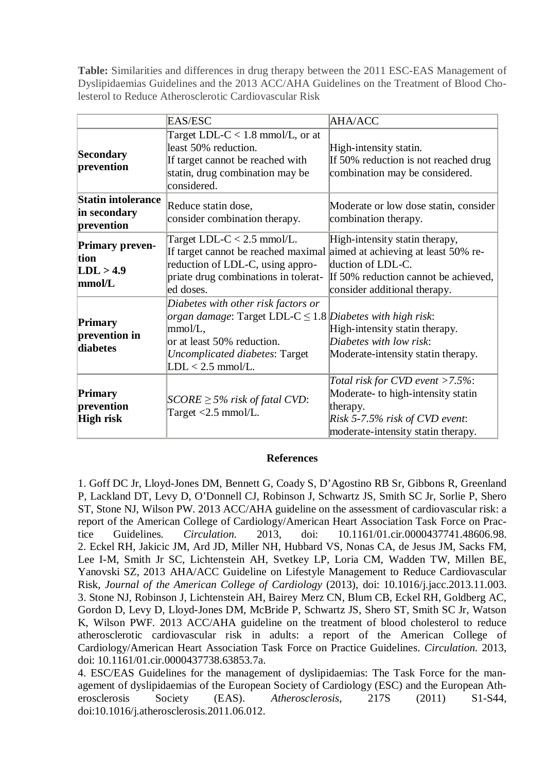**Table:** Similarities and differences in drug therapy between the 2011 ESC-EAS Management of Dyslipidaemias Guidelines and the 2013 ACC/AHA Guidelines on the Treatment of Blood Cholesterol to Reduce Atherosclerotic Cardiovascular Risk

| | EAS/ESC | AHA/ACC |
|---|---|---|
| **Secondary prevention** | Target LDL-C < 1.8 mmol/L, or at least 50% reduction. If target cannot be reached with statin, drug combination may be considered. | High-intensity statin. If 50% reduction is not reached drug combination may be considered. |
| **Statin intolerance in secondary prevention** | Reduce statin dose, consider combination therapy. | Moderate or low dose statin, consider combination therapy. |
| **Primary prevention LDL > 4.9 mmol/L** | Target LDL-C < 2.5 mmol/L. If target cannot be reached maximal reduction of LDL-C, using appropriate drug combinations in tolerated doses. | High-intensity statin therapy, aimed at achieving at least 50% reduction of LDL-C. If 50% reduction cannot be achieved, consider additional therapy. |
| **Primary prevention in diabetes** | *Diabetes with other risk factors or organ damage*: Target LDL-C ≤ 1.8 mmol/L, or at least 50% reduction. *Uncomplicated diabetes*: Target LDL < 2.5 mmol/L. | *Diabetes with high risk*: High-intensity statin therapy. *Diabetes with low risk*: Moderate-intensity statin therapy. |
| **Primary prevention High risk** | *SCORE ≥ 5% risk of fatal CVD*: Target <2.5 mmol/L. | *Total risk for CVD event >7.5%*: Moderate- to high-intensity statin therapy. *Risk 5-7.5% risk of CVD event*: moderate-intensity statin therapy. |

## References

1. Goff DC Jr, Lloyd-Jones DM, Bennett G, Coady S, D'Agostino RB Sr, Gibbons R, Greenland P, Lackland DT, Levy D, O'Donnell CJ, Robinson J, Schwartz JS, Smith SC Jr, Sorlie P, Shero ST, Stone NJ, Wilson PW. 2013 ACC/AHA guideline on the assessment of cardiovascular risk: a report of the American College of Cardiology/American Heart Association Task Force on Practice Guidelines. *Circulation.* 2013, doi: 10.1161/01.cir.0000437741.48606.98.
2. Eckel RH, Jakicic JM, Ard JD, Miller NH, Hubbard VS, Nonas CA, de Jesus JM, Sacks FM, Lee I-M, Smith Jr SC, Lichtenstein AH, Svetkey LP, Loria CM, Wadden TW, Millen BE, Yanovski SZ, 2013 AHA/ACC Guideline on Lifestyle Management to Reduce Cardiovascular Risk, *Journal of the American College of Cardiology* (2013), doi: 10.1016/j.jacc.2013.11.003.
3. Stone NJ, Robinson J, Lichtenstein AH, Bairey Merz CN, Blum CB, Eckel RH, Goldberg AC, Gordon D, Levy D, Lloyd-Jones DM, McBride P, Schwartz JS, Shero ST, Smith SC Jr, Watson K, Wilson PWF. 2013 ACC/AHA guideline on the treatment of blood cholesterol to reduce atherosclerotic cardiovascular risk in adults: a report of the American College of Cardiology/American Heart Association Task Force on Practice Guidelines. *Circulation.* 2013, doi: 10.1161/01.cir.0000437738.63853.7a.
4. ESC/EAS Guidelines for the management of dyslipidaemias: The Task Force for the management of dyslipidaemias of the European Society of Cardiology (ESC) and the European Atherosclerosis Society (EAS). *Atherosclerosis*, 217S (2011) S1-S44, doi:10.1016/j.atherosclerosis.2011.06.012.